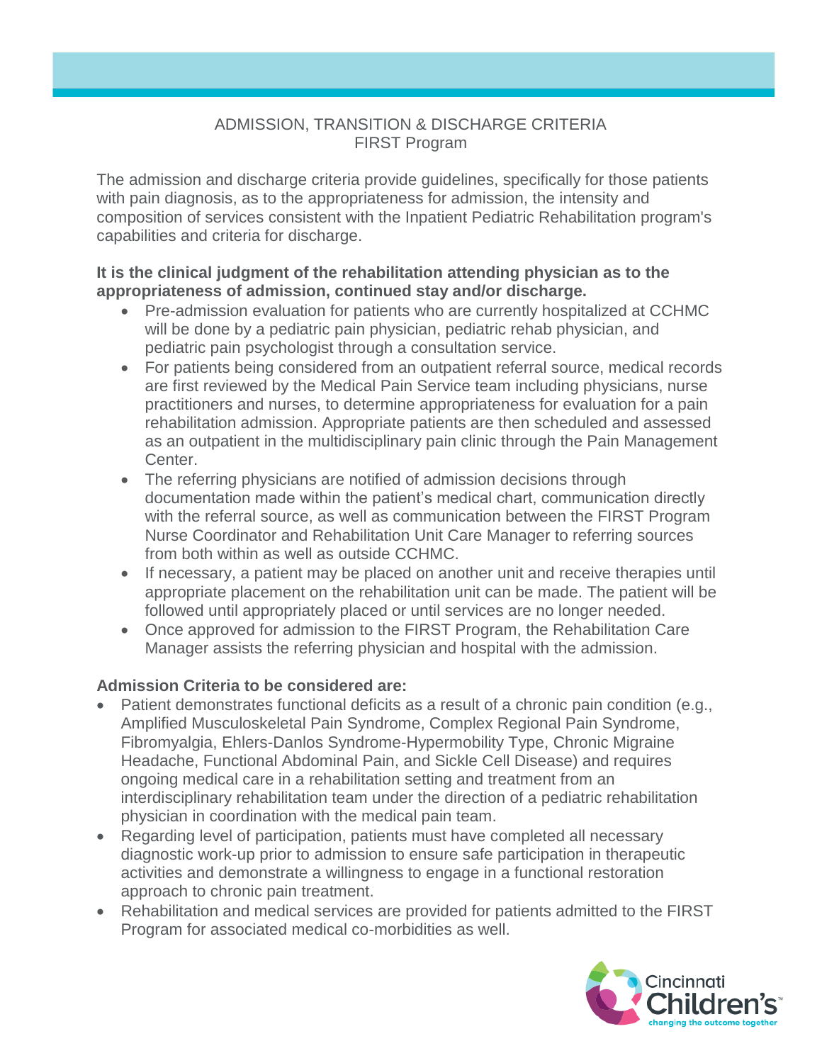# ADMISSION, TRANSITION & DISCHARGE CRITERIA
## FIRST Program

The admission and discharge criteria provide guidelines, specifically for those patients with pain diagnosis, as to the appropriateness for admission, the intensity and composition of services consistent with the Inpatient Pediatric Rehabilitation program's capabilities and criteria for discharge.

**It is the clinical judgment of the rehabilitation attending physician as to the appropriateness of admission, continued stay and/or discharge.**

- Pre-admission evaluation for patients who are currently hospitalized at CCHMC will be done by a pediatric pain physician, pediatric rehab physician, and pediatric pain psychologist through a consultation service.
- For patients being considered from an outpatient referral source, medical records are first reviewed by the Medical Pain Service team including physicians, nurse practitioners and nurses, to determine appropriateness for evaluation for a pain rehabilitation admission. Appropriate patients are then scheduled and assessed as an outpatient in the multidisciplinary pain clinic through the Pain Management Center.
- The referring physicians are notified of admission decisions through documentation made within the patient's medical chart, communication directly with the referral source, as well as communication between the FIRST Program Nurse Coordinator and Rehabilitation Unit Care Manager to referring sources from both within as well as outside CCHMC.
- If necessary, a patient may be placed on another unit and receive therapies until appropriate placement on the rehabilitation unit can be made. The patient will be followed until appropriately placed or until services are no longer needed.
- Once approved for admission to the FIRST Program, the Rehabilitation Care Manager assists the referring physician and hospital with the admission.

**Admission Criteria to be considered are:**

- Patient demonstrates functional deficits as a result of a chronic pain condition (e.g., Amplified Musculoskeletal Pain Syndrome, Complex Regional Pain Syndrome, Fibromyalgia, Ehlers-Danlos Syndrome-Hypermobility Type, Chronic Migraine Headache, Functional Abdominal Pain, and Sickle Cell Disease) and requires ongoing medical care in a rehabilitation setting and treatment from an interdisciplinary rehabilitation team under the direction of a pediatric rehabilitation physician in coordination with the medical pain team.
- Regarding level of participation, patients must have completed all necessary diagnostic work-up prior to admission to ensure safe participation in therapeutic activities and demonstrate a willingness to engage in a functional restoration approach to chronic pain treatment.
- Rehabilitation and medical services are provided for patients admitted to the FIRST Program for associated medical co-morbidities as well.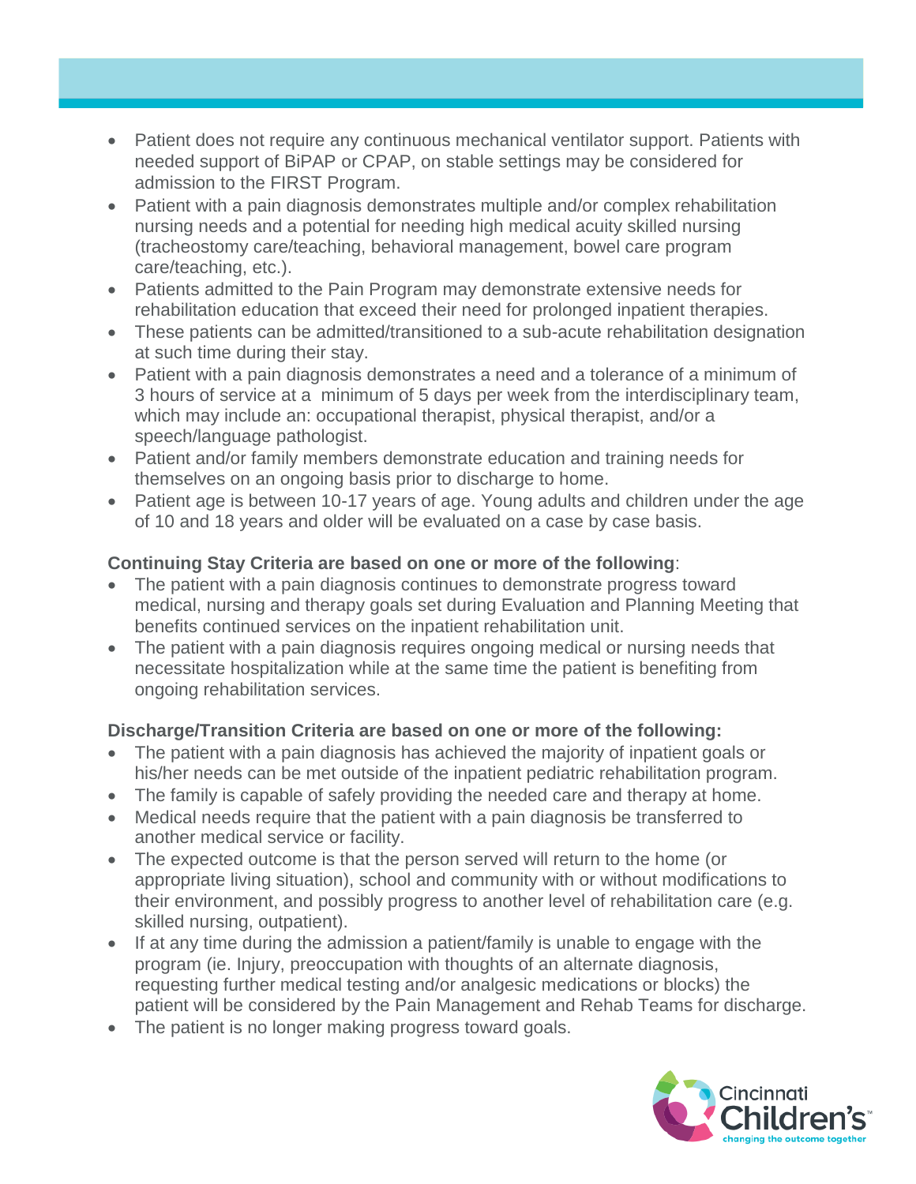- Patient does not require any continuous mechanical ventilator support. Patients with needed support of BiPAP or CPAP, on stable settings may be considered for admission to the FIRST Program.
- Patient with a pain diagnosis demonstrates multiple and/or complex rehabilitation nursing needs and a potential for needing high medical acuity skilled nursing (tracheostomy care/teaching, behavioral management, bowel care program care/teaching, etc.).
- Patients admitted to the Pain Program may demonstrate extensive needs for rehabilitation education that exceed their need for prolonged inpatient therapies.
- These patients can be admitted/transitioned to a sub-acute rehabilitation designation at such time during their stay.
- Patient with a pain diagnosis demonstrates a need and a tolerance of a minimum of 3 hours of service at a minimum of 5 days per week from the interdisciplinary team, which may include an: occupational therapist, physical therapist, and/or a speech/language pathologist.
- Patient and/or family members demonstrate education and training needs for themselves on an ongoing basis prior to discharge to home.
- Patient age is between 10-17 years of age. Young adults and children under the age of 10 and 18 years and older will be evaluated on a case by case basis.

**Continuing Stay Criteria are based on one or more of the following**:

- The patient with a pain diagnosis continues to demonstrate progress toward medical, nursing and therapy goals set during Evaluation and Planning Meeting that benefits continued services on the inpatient rehabilitation unit.
- The patient with a pain diagnosis requires ongoing medical or nursing needs that necessitate hospitalization while at the same time the patient is benefiting from ongoing rehabilitation services.

**Discharge/Transition Criteria are based on one or more of the following:**

- The patient with a pain diagnosis has achieved the majority of inpatient goals or his/her needs can be met outside of the inpatient pediatric rehabilitation program.
- The family is capable of safely providing the needed care and therapy at home.
- Medical needs require that the patient with a pain diagnosis be transferred to another medical service or facility.
- The expected outcome is that the person served will return to the home (or appropriate living situation), school and community with or without modifications to their environment, and possibly progress to another level of rehabilitation care (e.g. skilled nursing, outpatient).
- If at any time during the admission a patient/family is unable to engage with the program (ie. Injury, preoccupation with thoughts of an alternate diagnosis, requesting further medical testing and/or analgesic medications or blocks) the patient will be considered by the Pain Management and Rehab Teams for discharge.
- The patient is no longer making progress toward goals.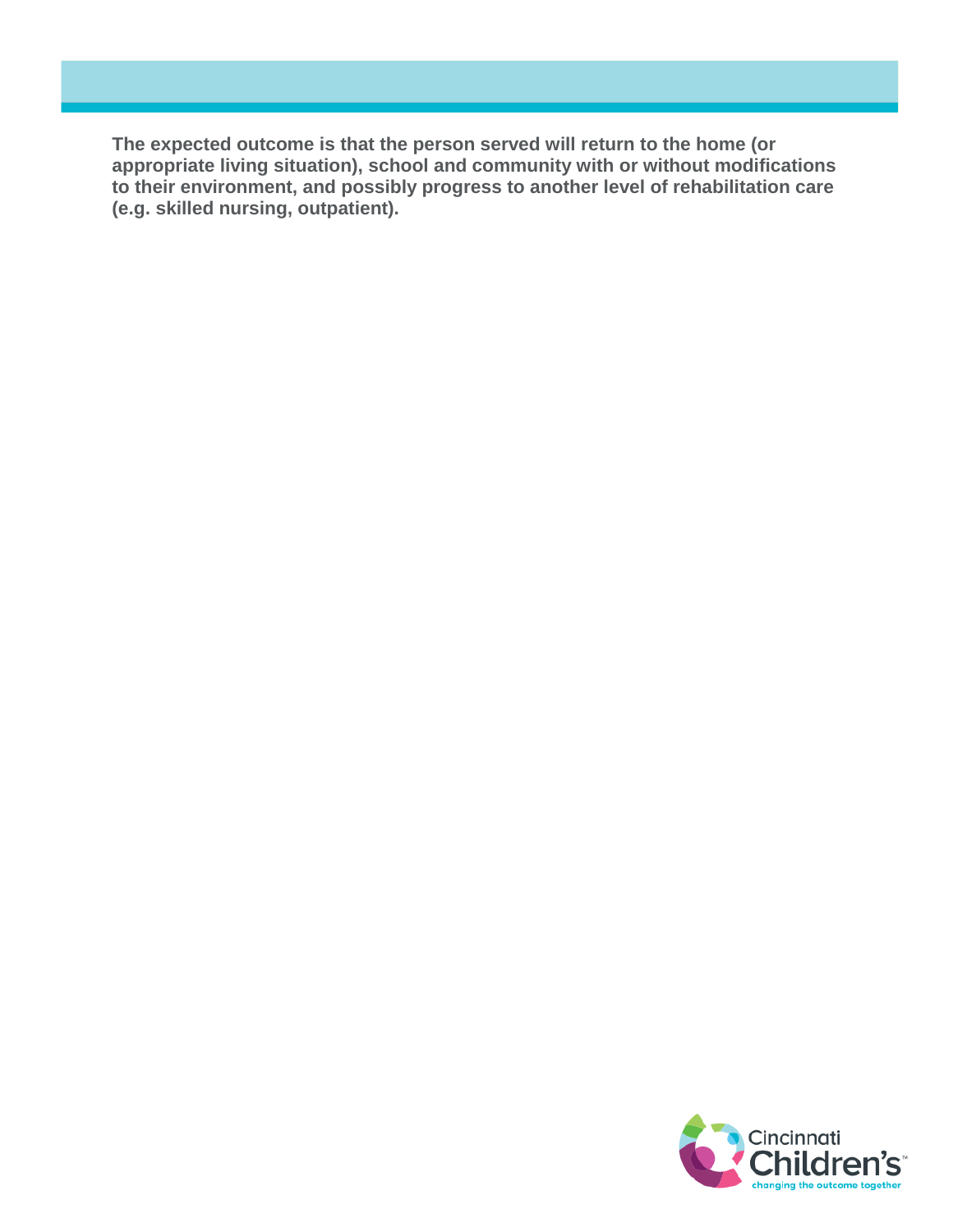**The expected outcome is that the person served will return to the home (or appropriate living situation), school and community with or without modifications to their environment, and possibly progress to another level of rehabilitation care (e.g. skilled nursing, outpatient).**